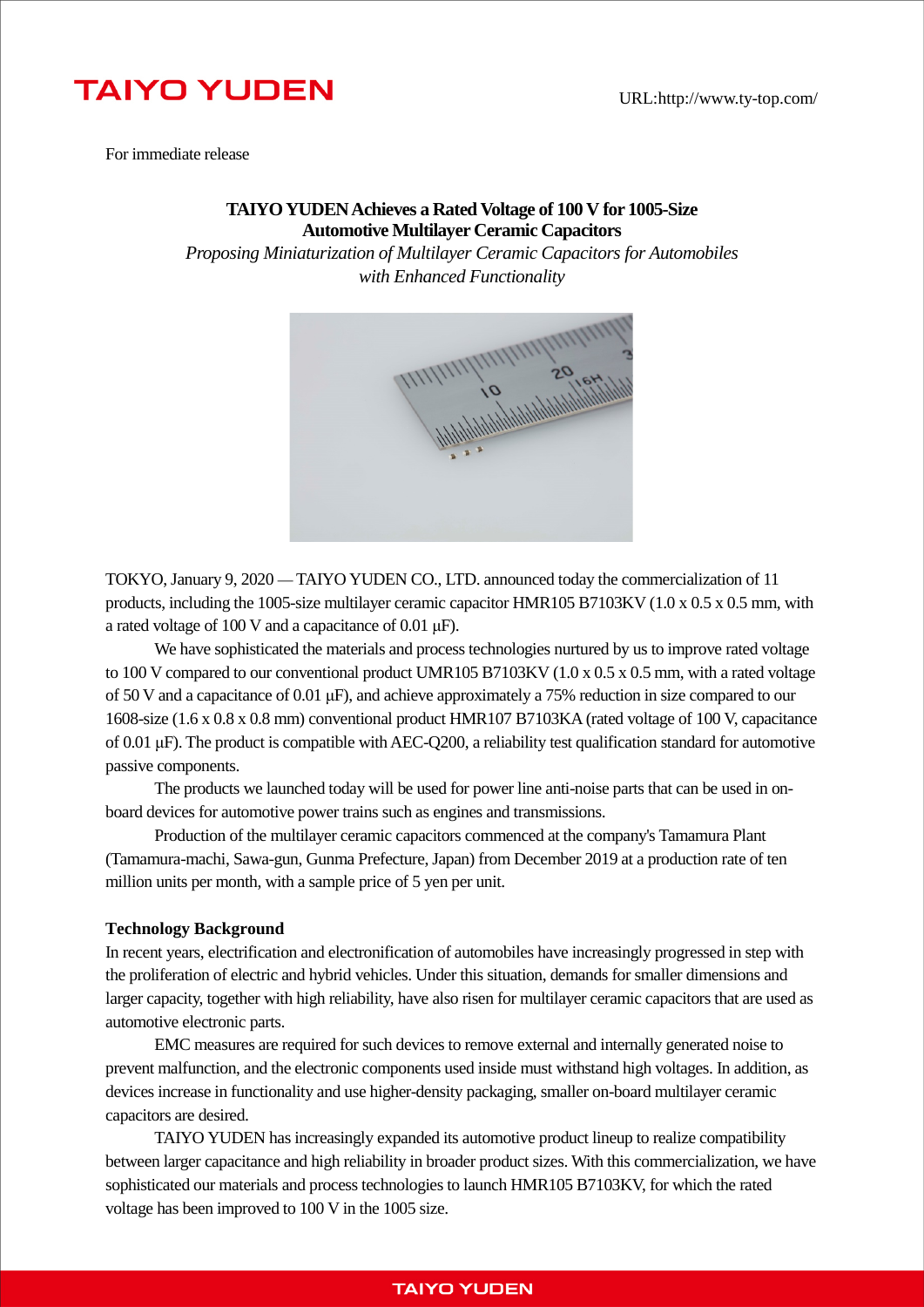TAIYO YUDEN

URL:http://www.ty-top.com/

For immediate release

# TAIYO YUDEN Achieves a Rated Voltage of 100 V for 1005-Size Automotive Multilayer Ceramic Capacitors

*Proposing Miniaturization of Multilayer Ceramic Capacitors for Automobiles with Enhanced Functionality*

TOKYO, January 9, 2020 — TAIYO YUDEN CO., LTD. announced today the commercialization of 11 products, including the 1005-size multilayer ceramic capacitor HMR105 B7103KV (1.0 x 0.5 x 0.5 mm, with a rated voltage of 100 V and a capacitance of 0.01 μF).

We have sophisticated the materials and process technologies nurtured by us to improve rated voltage to 100 V compared to our conventional product UMR105 B7103KV (1.0 x 0.5 x 0.5 mm, with a rated voltage of 50 V and a capacitance of 0.01 μF), and achieve approximately a 75% reduction in size compared to our 1608-size (1.6 x 0.8 x 0.8 mm) conventional product HMR107 B7103KA (rated voltage of 100 V, capacitance of 0.01 μF). The product is compatible with AEC-Q200, a reliability test qualification standard for automotive passive components.

The products we launched today will be used for power line anti-noise parts that can be used in on-board devices for automotive power trains such as engines and transmissions.

Production of the multilayer ceramic capacitors commenced at the company's Tamamura Plant (Tamamura-machi, Sawa-gun, Gunma Prefecture, Japan) from December 2019 at a production rate of ten million units per month, with a sample price of 5 yen per unit.

**Technology Background**

In recent years, electrification and electronification of automobiles have increasingly progressed in step with the proliferation of electric and hybrid vehicles. Under this situation, demands for smaller dimensions and larger capacity, together with high reliability, have also risen for multilayer ceramic capacitors that are used as automotive electronic parts.

EMC measures are required for such devices to remove external and internally generated noise to prevent malfunction, and the electronic components used inside must withstand high voltages. In addition, as devices increase in functionality and use higher-density packaging, smaller on-board multilayer ceramic capacitors are desired.

TAIYO YUDEN has increasingly expanded its automotive product lineup to realize compatibility between larger capacitance and high reliability in broader product sizes. With this commercialization, we have sophisticated our materials and process technologies to launch HMR105 B7103KV, for which the rated voltage has been improved to 100 V in the 1005 size.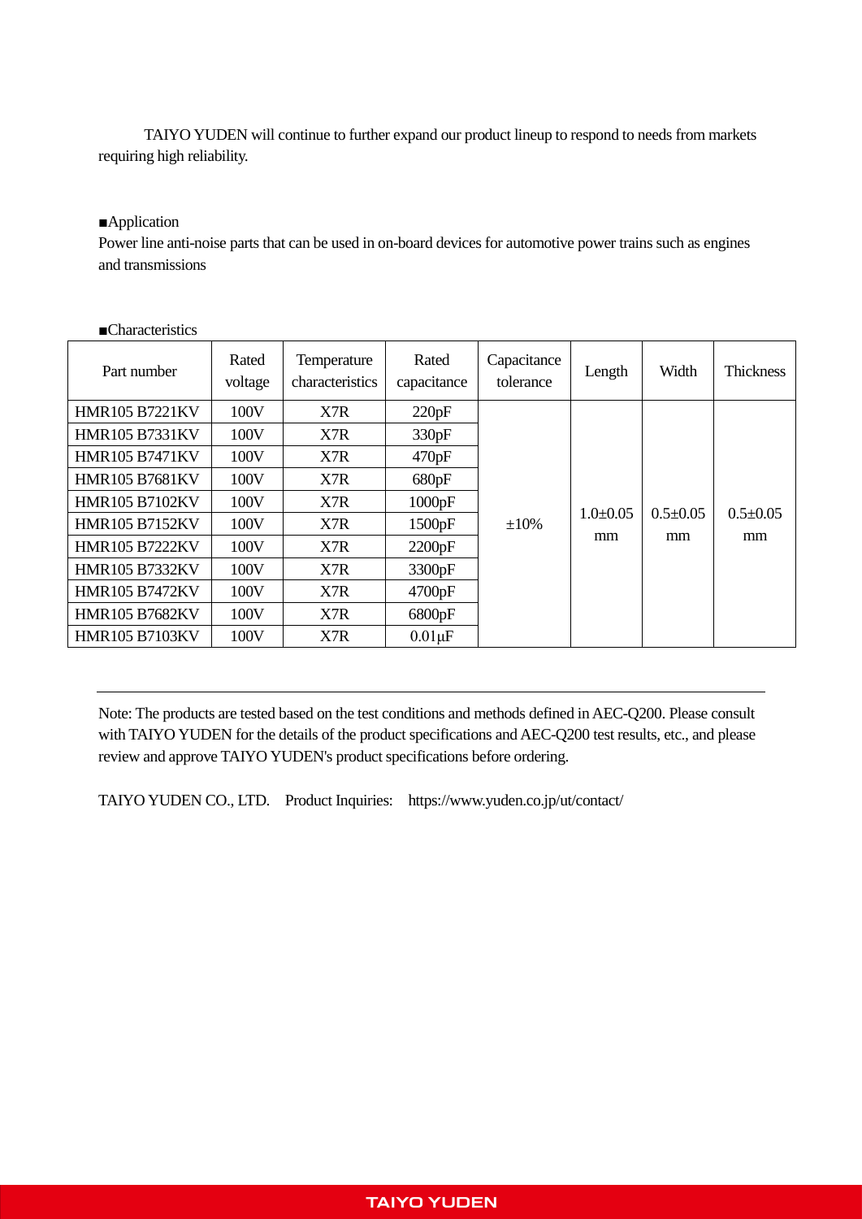TAIYO YUDEN will continue to further expand our product lineup to respond to needs from markets requiring high reliability.

■Application

Power line anti-noise parts that can be used in on-board devices for automotive power trains such as engines and transmissions

■Characteristics

| Part number | Rated voltage | Temperature characteristics | Rated capacitance | Capacitance tolerance | Length | Width | Thickness |
|---|---|---|---|---|---|---|---|
| HMR105 B7221KV | 100V | X7R | 220pF | ±10% | 1.0±0.05 mm | 0.5±0.05 mm | 0.5±0.05 mm |
| HMR105 B7331KV | 100V | X7R | 330pF | | | | |
| HMR105 B7471KV | 100V | X7R | 470pF | | | | |
| HMR105 B7681KV | 100V | X7R | 680pF | | | | |
| HMR105 B7102KV | 100V | X7R | 1000pF | | | | |
| HMR105 B7152KV | 100V | X7R | 1500pF | | | | |
| HMR105 B7222KV | 100V | X7R | 2200pF | | | | |
| HMR105 B7332KV | 100V | X7R | 3300pF | | | | |
| HMR105 B7472KV | 100V | X7R | 4700pF | | | | |
| HMR105 B7682KV | 100V | X7R | 6800pF | | | | |
| HMR105 B7103KV | 100V | X7R | 0.01μF | | | | |

---

Note: The products are tested based on the test conditions and methods defined in AEC-Q200. Please consult with TAIYO YUDEN for the details of the product specifications and AEC-Q200 test results, etc., and please review and approve TAIYO YUDEN's product specifications before ordering.

TAIYO YUDEN CO., LTD. Product Inquiries: https://www.yuden.co.jp/ut/contact/